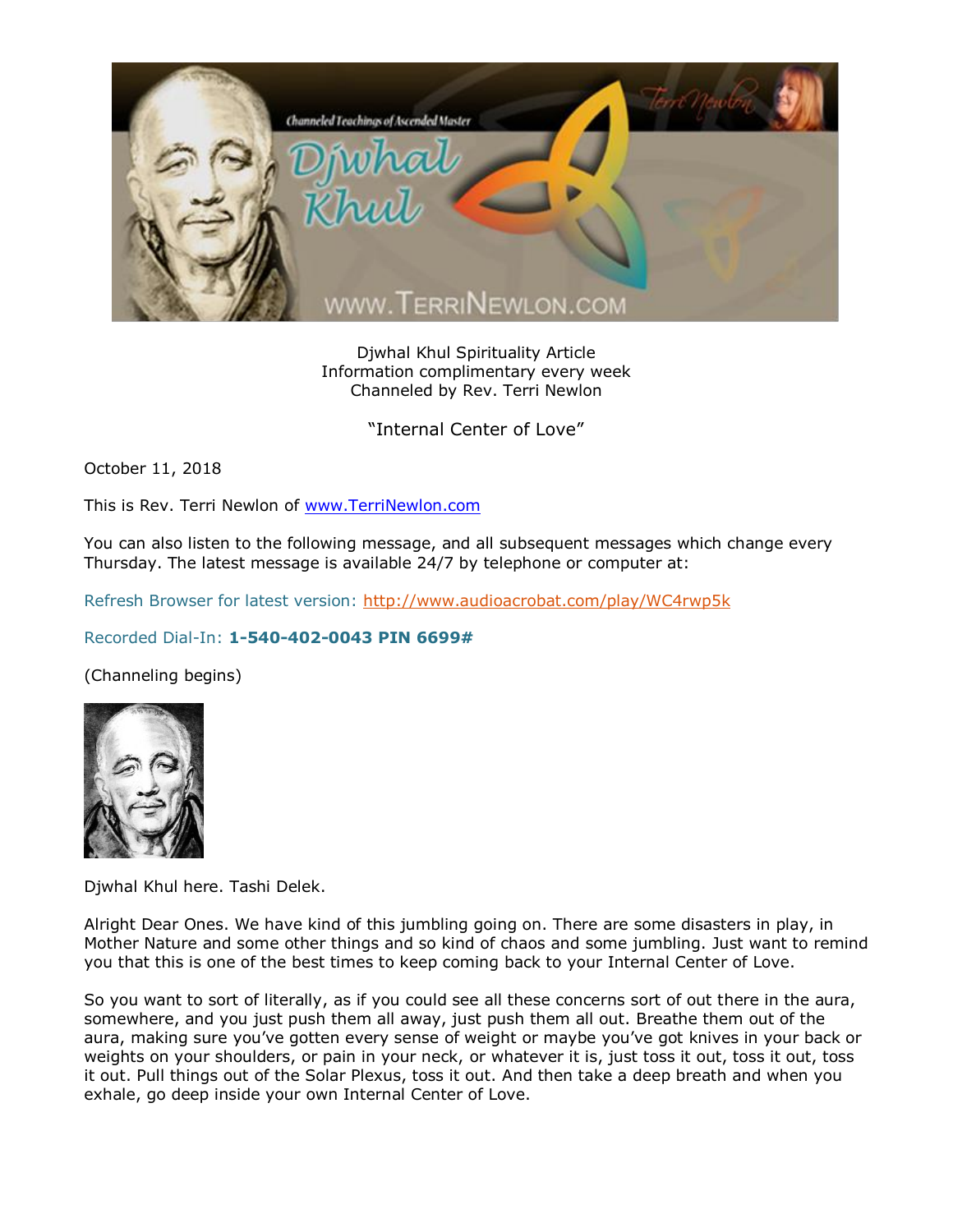Djwhal Khul Spirituality Article
Information complimentary every week
Channeled by Rev. Terri Newlon

"Internal Center of Love"

October 11, 2018

This is Rev. Terri Newlon of www.TerriNewlon.com

You can also listen to the following message, and all subsequent messages which change every Thursday. The latest message is available 24/7 by telephone or computer at:

Refresh Browser for latest version: http://www.audioacrobat.com/play/WC4rwp5k

Recorded Dial-In: **1-540-402-0043 PIN 6699#**

(Channeling begins)

Djwhal Khul here. Tashi Delek.

Alright Dear Ones. We have kind of this jumbling going on. There are some disasters in play, in Mother Nature and some other things and so kind of chaos and some jumbling. Just want to remind you that this is one of the best times to keep coming back to your Internal Center of Love.

So you want to sort of literally, as if you could see all these concerns sort of out there in the aura, somewhere, and you just push them all away, just push them all out. Breathe them out of the aura, making sure you've gotten every sense of weight or maybe you've got knives in your back or weights on your shoulders, or pain in your neck, or whatever it is, just toss it out, toss it out, toss it out. Pull things out of the Solar Plexus, toss it out. And then take a deep breath and when you exhale, go deep inside your own Internal Center of Love.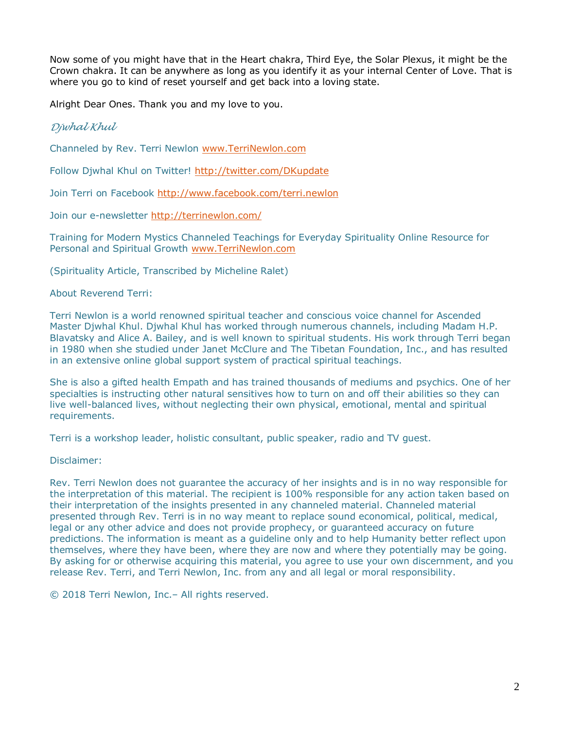Now some of you might have that in the Heart chakra, Third Eye, the Solar Plexus, it might be the Crown chakra. It can be anywhere as long as you identify it as your internal Center of Love. That is where you go to kind of reset yourself and get back into a loving state.

Alright Dear Ones. Thank you and my love to you.

*Djwhal Khul*

Channeled by Rev. Terri Newlon www.TerriNewlon.com

Follow Djwhal Khul on Twitter! http://twitter.com/DKupdate

Join Terri on Facebook http://www.facebook.com/terri.newlon

Join our e-newsletter http://terrinewlon.com/

Training for Modern Mystics Channeled Teachings for Everyday Spirituality Online Resource for Personal and Spiritual Growth www.TerriNewlon.com

(Spirituality Article, Transcribed by Micheline Ralet)

About Reverend Terri:

Terri Newlon is a world renowned spiritual teacher and conscious voice channel for Ascended Master Djwhal Khul. Djwhal Khul has worked through numerous channels, including Madam H.P. Blavatsky and Alice A. Bailey, and is well known to spiritual students. His work through Terri began in 1980 when she studied under Janet McClure and The Tibetan Foundation, Inc., and has resulted in an extensive online global support system of practical spiritual teachings.

She is also a gifted health Empath and has trained thousands of mediums and psychics. One of her specialties is instructing other natural sensitives how to turn on and off their abilities so they can live well-balanced lives, without neglecting their own physical, emotional, mental and spiritual requirements.

Terri is a workshop leader, holistic consultant, public speaker, radio and TV guest.

Disclaimer:

Rev. Terri Newlon does not guarantee the accuracy of her insights and is in no way responsible for the interpretation of this material. The recipient is 100% responsible for any action taken based on their interpretation of the insights presented in any channeled material. Channeled material presented through Rev. Terri is in no way meant to replace sound economical, political, medical, legal or any other advice and does not provide prophecy, or guaranteed accuracy on future predictions. The information is meant as a guideline only and to help Humanity better reflect upon themselves, where they have been, where they are now and where they potentially may be going. By asking for or otherwise acquiring this material, you agree to use your own discernment, and you release Rev. Terri, and Terri Newlon, Inc. from any and all legal or moral responsibility.

© 2018 Terri Newlon, Inc.– All rights reserved.